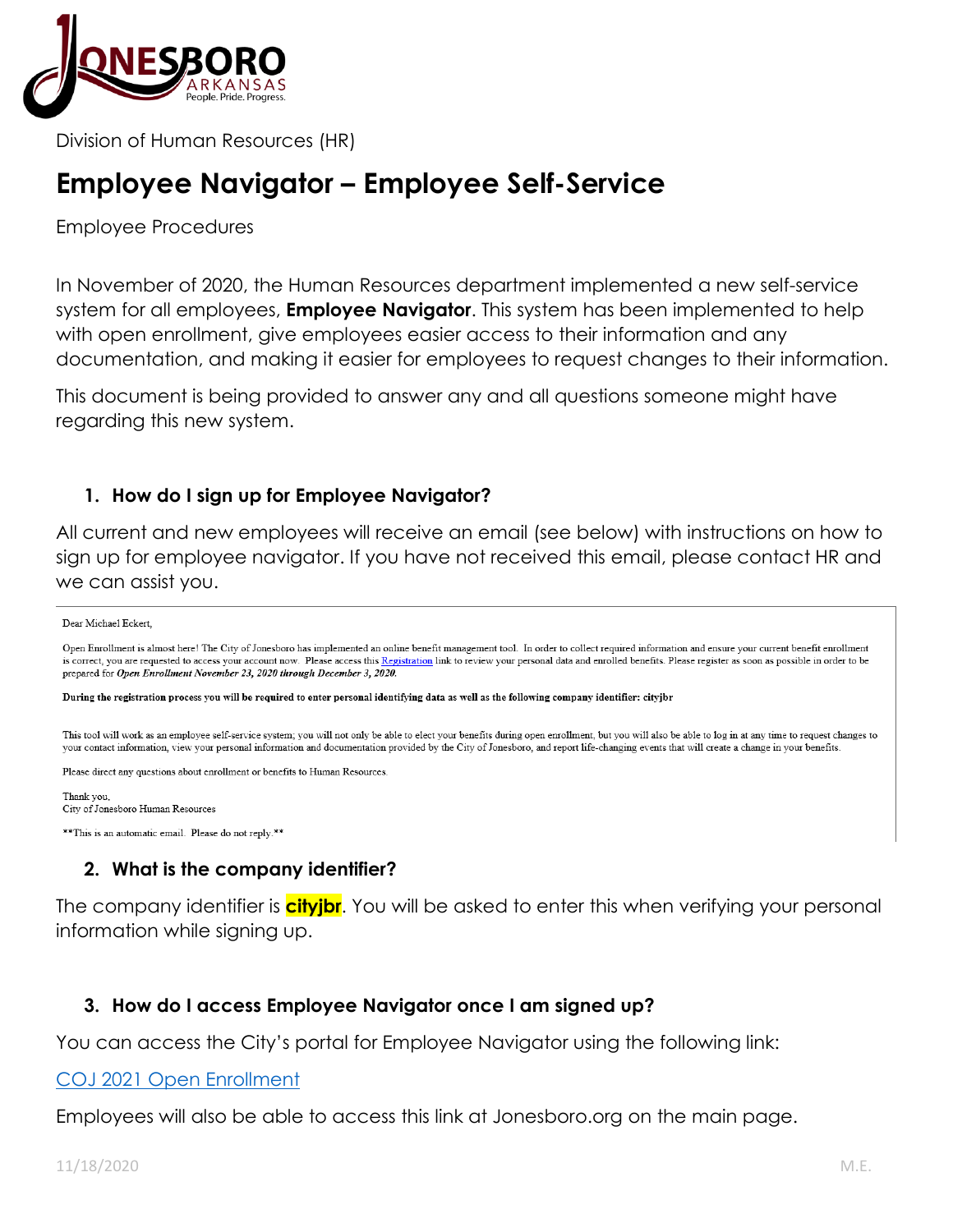Division of Human Resources (HR)

# Employee Navigator – Employee Self-Service

Employee Procedures

In November of 2020, the Human Resources department implemented a new self-service system for all employees, **Employee Navigator**. This system has been implemented to help with open enrollment, give employees easier access to their information and any documentation, and making it easier for employees to request changes to their information.

This document is being provided to answer any and all questions someone might have regarding this new system.

## 1. How do I sign up for Employee Navigator?

All current and new employees will receive an email (see below) with instructions on how to sign up for employee navigator. If you have not received this email, please contact HR and we can assist you.

> Dear Michael Eckert,
>
> Open Enrollment is almost here! The City of Jonesboro has implemented an online benefit management tool. In order to collect required information and ensure your current benefit enrollment is correct, you are requested to access your account now. Please access this Registration link to review your personal data and enrolled benefits. Please register as soon as possible in order to be prepared for ***Open Enrollment November 23, 2020 through December 3, 2020.***
>
> **During the registration process you will be required to enter personal identifying data as well as the following company identifier: cityjbr**
>
> This tool will work as an employee self-service system; you will not only be able to elect your benefits during open enrollment, but you will also be able to log in at any time to request changes to your contact information, view your personal information and documentation provided by the City of Jonesboro, and report life-changing events that will create a change in your benefits.
>
> Please direct any questions about enrollment or benefits to Human Resources.
>
> Thank you,
> City of Jonesboro Human Resources
>
> **This is an automatic email. Please do not reply.**

## 2. What is the company identifier?

The company identifier is **cityjbr**. You will be asked to enter this when verifying your personal information while signing up.

## 3. How do I access Employee Navigator once I am signed up?

You can access the City's portal for Employee Navigator using the following link:

COJ 2021 Open Enrollment

Employees will also be able to access this link at Jonesboro.org on the main page.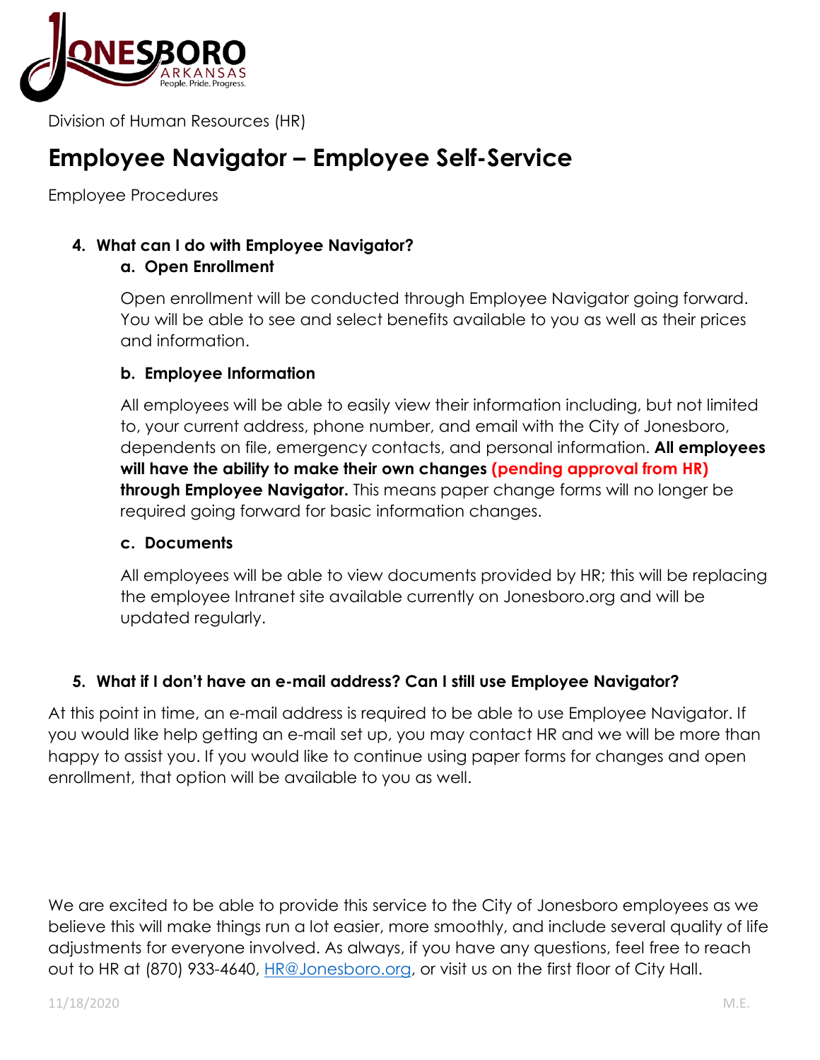Division of Human Resources (HR)

# Employee Navigator – Employee Self-Service

Employee Procedures

4. **What can I do with Employee Navigator?**
   a. **Open Enrollment**

      Open enrollment will be conducted through Employee Navigator going forward. You will be able to see and select benefits available to you as well as their prices and information.

   b. **Employee Information**

      All employees will be able to easily view their information including, but not limited to, your current address, phone number, and email with the City of Jonesboro, dependents on file, emergency contacts, and personal information. **All employees will have the ability to make their own changes (pending approval from HR) through Employee Navigator.** This means paper change forms will no longer be required going forward for basic information changes.

   c. **Documents**

      All employees will be able to view documents provided by HR; this will be replacing the employee Intranet site available currently on Jonesboro.org and will be updated regularly.

5. **What if I don't have an e-mail address? Can I still use Employee Navigator?**

At this point in time, an e-mail address is required to be able to use Employee Navigator. If you would like help getting an e-mail set up, you may contact HR and we will be more than happy to assist you. If you would like to continue using paper forms for changes and open enrollment, that option will be available to you as well.

We are excited to be able to provide this service to the City of Jonesboro employees as we believe this will make things run a lot easier, more smoothly, and include several quality of life adjustments for everyone involved. As always, if you have any questions, feel free to reach out to HR at (870) 933-4640, HR@Jonesboro.org, or visit us on the first floor of City Hall.

11/18/2020 M.E.